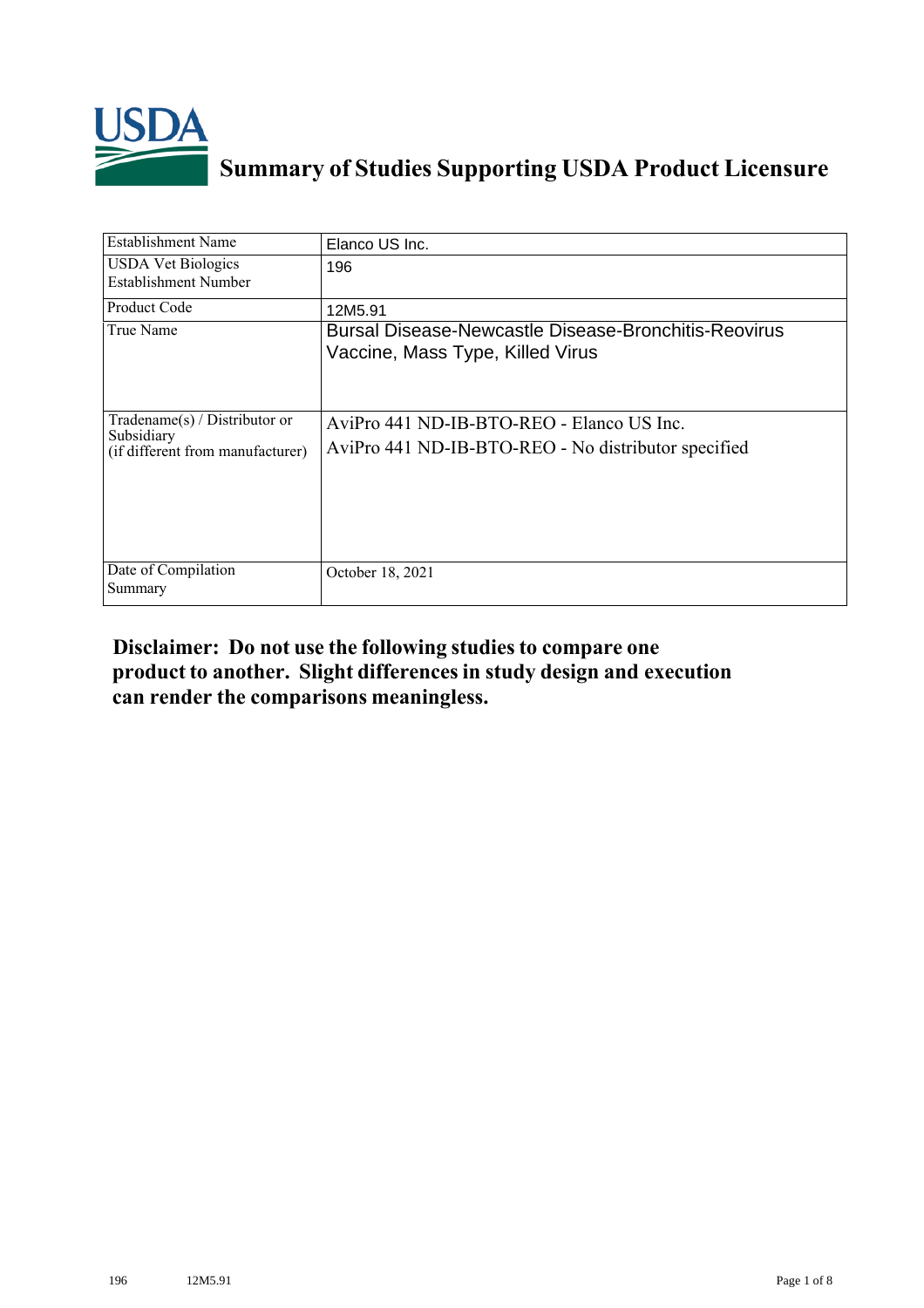# Summary of Studies Supporting USDA Product Licensure

| Establishment Name | Elanco US Inc. |
|---|---|
| USDA Vet Biologics Establishment Number | 196 |
| Product Code | 12M5.91 |
| True Name | Bursal Disease-Newcastle Disease-Bronchitis-Reovirus Vaccine, Mass Type, Killed Virus |
| Tradename(s) / Distributor or Subsidiary (if different from manufacturer) | AviPro 441 ND-IB-BTO-REO - Elanco US Inc.<br>AviPro 441 ND-IB-BTO-REO - No distributor specified |
| Date of Compilation Summary | October 18, 2021 |

**Disclaimer: Do not use the following studies to compare one product to another. Slight differences in study design and execution can render the comparisons meaningless.**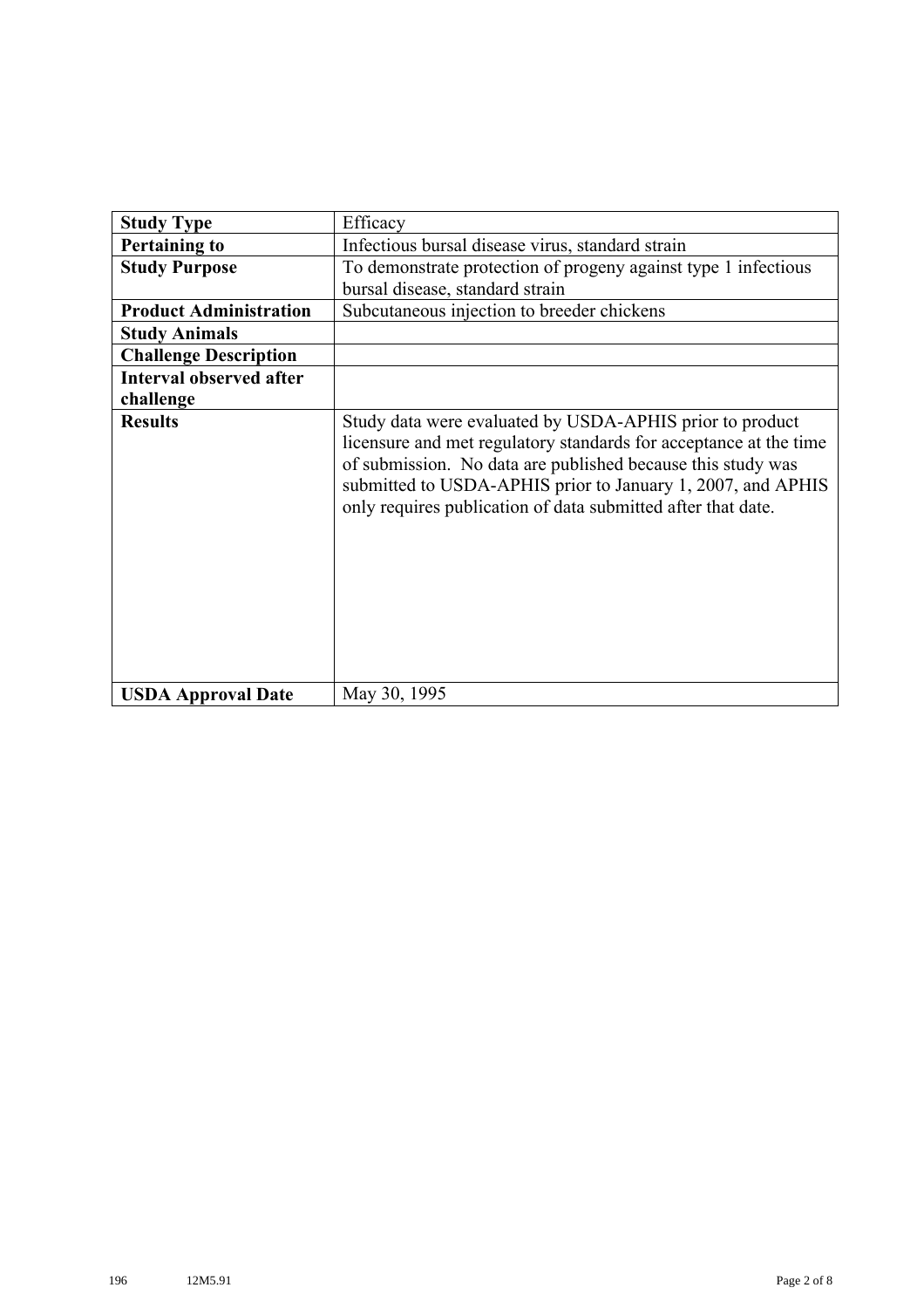| Study Type | Efficacy |
|---|---|
| **Pertaining to** | Infectious bursal disease virus, standard strain |
| **Study Purpose** | To demonstrate protection of progeny against type 1 infectious bursal disease, standard strain |
| **Product Administration** | Subcutaneous injection to breeder chickens |
| **Study Animals** | |
| **Challenge Description** | |
| **Interval observed after challenge** | |
| **Results** | Study data were evaluated by USDA-APHIS prior to product licensure and met regulatory standards for acceptance at the time of submission. No data are published because this study was submitted to USDA-APHIS prior to January 1, 2007, and APHIS only requires publication of data submitted after that date. |
| **USDA Approval Date** | May 30, 1995 |

196 12M5.91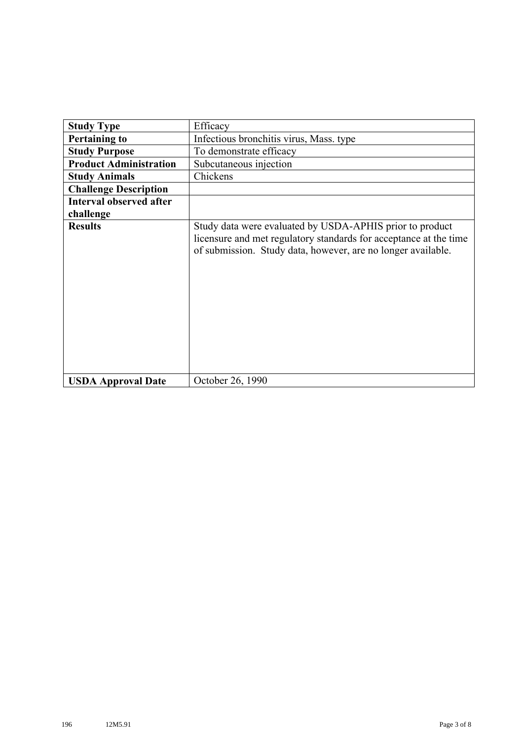| Study Type | Efficacy |
|---|---|
| Pertaining to | Infectious bronchitis virus, Mass. type |
| Study Purpose | To demonstrate efficacy |
| Product Administration | Subcutaneous injection |
| Study Animals | Chickens |
| Challenge Description | |
| Interval observed after challenge | |
| Results | Study data were evaluated by USDA-APHIS prior to product licensure and met regulatory standards for acceptance at the time of submission. Study data, however, are no longer available. |
| USDA Approval Date | October 26, 1990 |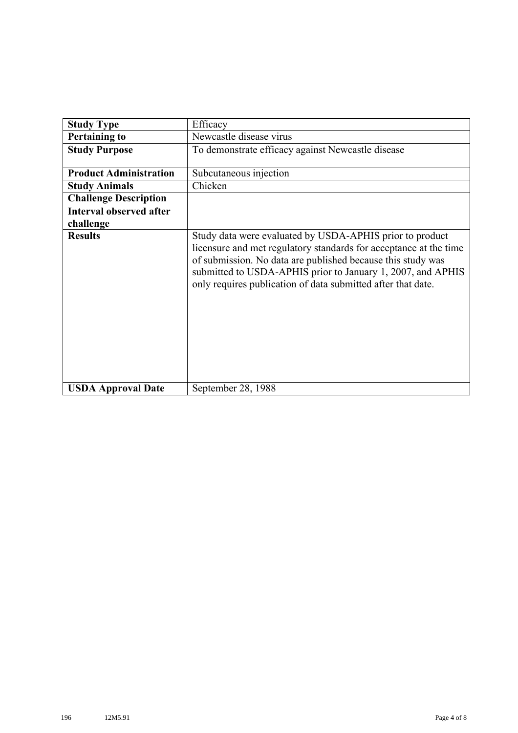| **Study Type** | Efficacy |
| --- | --- |
| **Pertaining to** | Newcastle disease virus |
| **Study Purpose** | To demonstrate efficacy against Newcastle disease |
| **Product Administration** | Subcutaneous injection |
| **Study Animals** | Chicken |
| **Challenge Description** | |
| **Interval observed after challenge** | |
| **Results** | Study data were evaluated by USDA-APHIS prior to product licensure and met regulatory standards for acceptance at the time of submission. No data are published because this study was submitted to USDA-APHIS prior to January 1, 2007, and APHIS only requires publication of data submitted after that date. |
| **USDA Approval Date** | September 28, 1988 |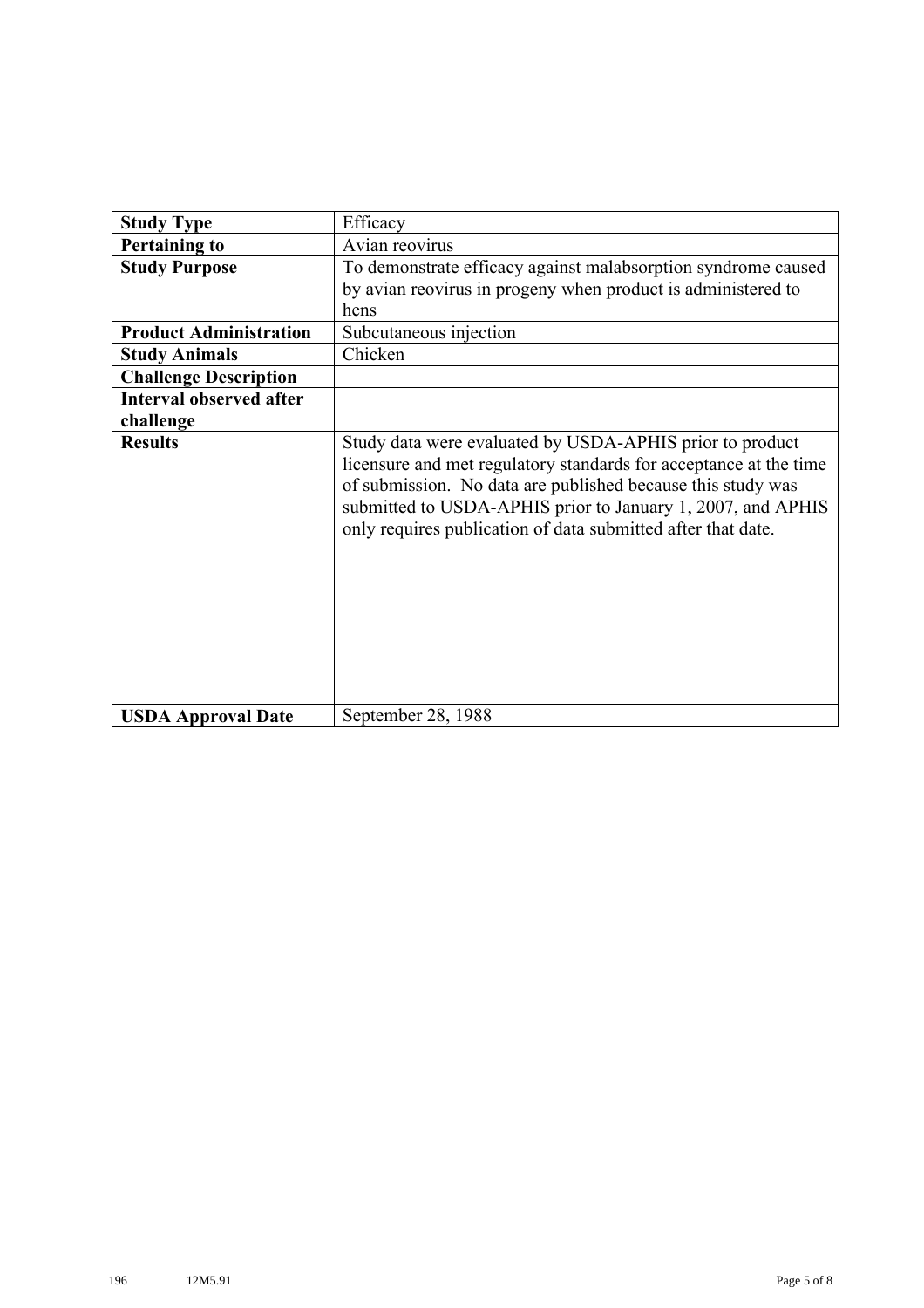| Study Type | Efficacy |
|---|---|
| **Pertaining to** | Avian reovirus |
| **Study Purpose** | To demonstrate efficacy against malabsorption syndrome caused by avian reovirus in progeny when product is administered to hens |
| **Product Administration** | Subcutaneous injection |
| **Study Animals** | Chicken |
| **Challenge Description** | |
| **Interval observed after challenge** | |
| **Results** | Study data were evaluated by USDA-APHIS prior to product licensure and met regulatory standards for acceptance at the time of submission. No data are published because this study was submitted to USDA-APHIS prior to January 1, 2007, and APHIS only requires publication of data submitted after that date. |
| **USDA Approval Date** | September 28, 1988 |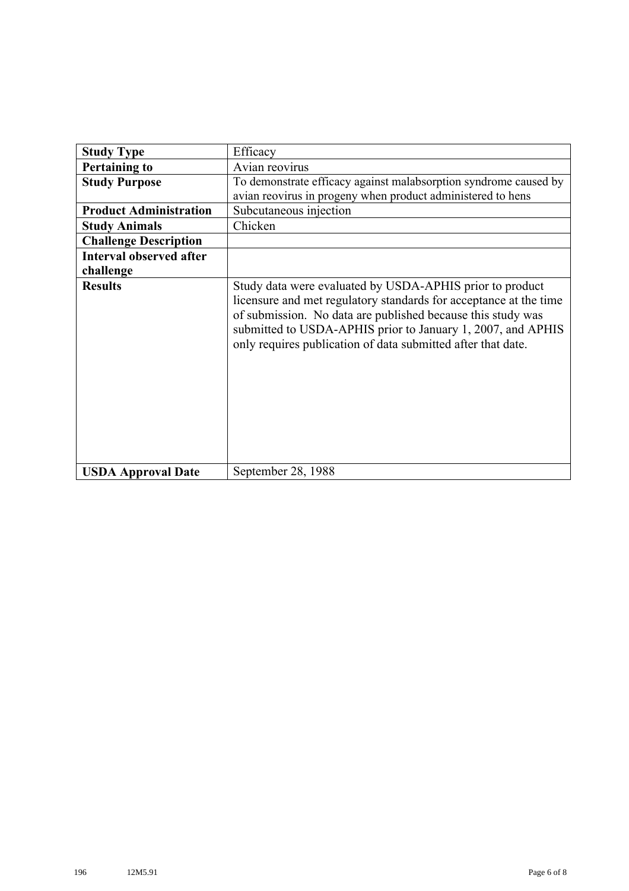| **Study Type** | Efficacy |
|---|---|
| **Pertaining to** | Avian reovirus |
| **Study Purpose** | To demonstrate efficacy against malabsorption syndrome caused by avian reovirus in progeny when product administered to hens |
| **Product Administration** | Subcutaneous injection |
| **Study Animals** | Chicken |
| **Challenge Description** | |
| **Interval observed after challenge** | |
| **Results** | Study data were evaluated by USDA-APHIS prior to product licensure and met regulatory standards for acceptance at the time of submission. No data are published because this study was submitted to USDA-APHIS prior to January 1, 2007, and APHIS only requires publication of data submitted after that date. |
| **USDA Approval Date** | September 28, 1988 |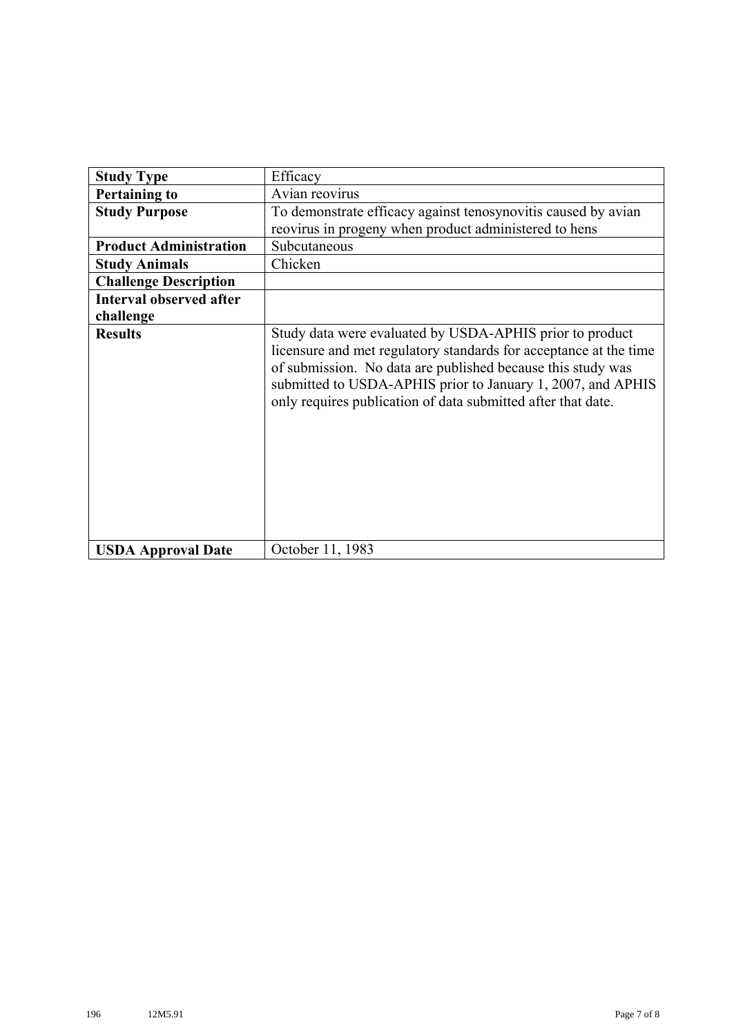| **Study Type** | Efficacy |
|---|---|
| **Pertaining to** | Avian reovirus |
| **Study Purpose** | To demonstrate efficacy against tenosynovitis caused by avian reovirus in progeny when product administered to hens |
| **Product Administration** | Subcutaneous |
| **Study Animals** | Chicken |
| **Challenge Description** | |
| **Interval observed after challenge** | |
| **Results** | Study data were evaluated by USDA-APHIS prior to product licensure and met regulatory standards for acceptance at the time of submission. No data are published because this study was submitted to USDA-APHIS prior to January 1, 2007, and APHIS only requires publication of data submitted after that date. |
| **USDA Approval Date** | October 11, 1983 |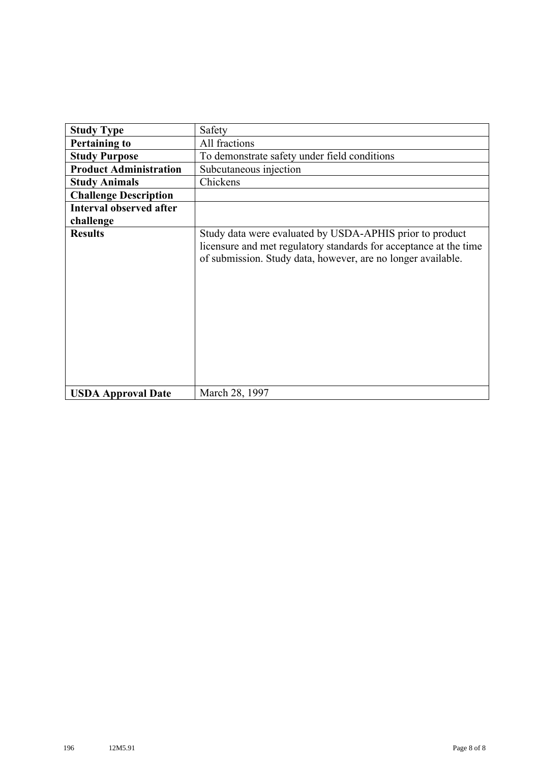| | |
|---|---|
| **Study Type** | Safety |
| **Pertaining to** | All fractions |
| **Study Purpose** | To demonstrate safety under field conditions |
| **Product Administration** | Subcutaneous injection |
| **Study Animals** | Chickens |
| **Challenge Description** | |
| **Interval observed after challenge** | |
| **Results** | Study data were evaluated by USDA-APHIS prior to product licensure and met regulatory standards for acceptance at the time of submission. Study data, however, are no longer available. |
| **USDA Approval Date** | March 28, 1997 |